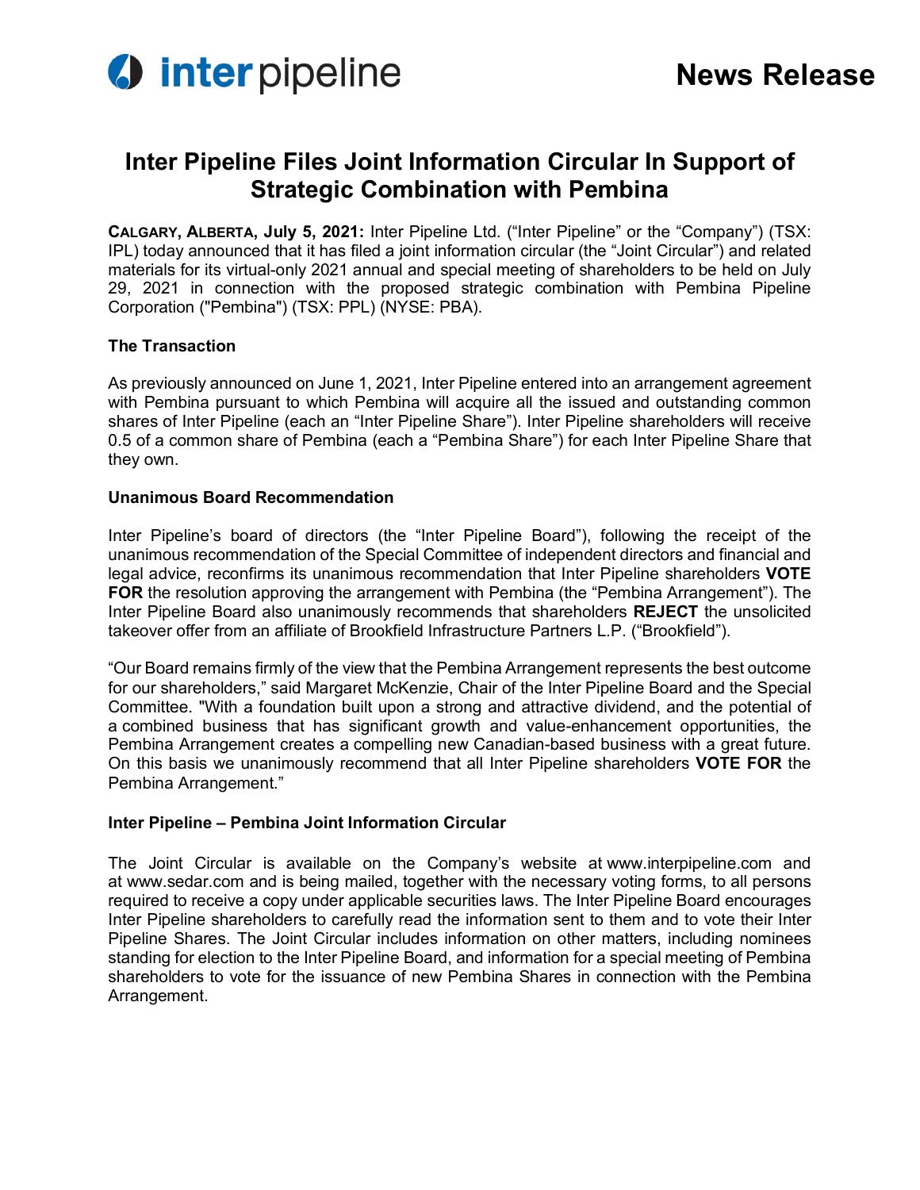# Inter Pipeline Files Joint Information Circular In Support of Strategic Combination with Pembina

**CALGARY, ALBERTA, July 5, 2021:** Inter Pipeline Ltd. ("Inter Pipeline" or the "Company") (TSX: IPL) today announced that it has filed a joint information circular (the "Joint Circular") and related materials for its virtual-only 2021 annual and special meeting of shareholders to be held on July 29, 2021 in connection with the proposed strategic combination with Pembina Pipeline Corporation ("Pembina") (TSX: PPL) (NYSE: PBA).

## The Transaction

As previously announced on June 1, 2021, Inter Pipeline entered into an arrangement agreement with Pembina pursuant to which Pembina will acquire all the issued and outstanding common shares of Inter Pipeline (each an "Inter Pipeline Share"). Inter Pipeline shareholders will receive 0.5 of a common share of Pembina (each a "Pembina Share") for each Inter Pipeline Share that they own.

## Unanimous Board Recommendation

Inter Pipeline's board of directors (the "Inter Pipeline Board"), following the receipt of the unanimous recommendation of the Special Committee of independent directors and financial and legal advice, reconfirms its unanimous recommendation that Inter Pipeline shareholders **VOTE FOR** the resolution approving the arrangement with Pembina (the "Pembina Arrangement"). The Inter Pipeline Board also unanimously recommends that shareholders **REJECT** the unsolicited takeover offer from an affiliate of Brookfield Infrastructure Partners L.P. ("Brookfield").

"Our Board remains firmly of the view that the Pembina Arrangement represents the best outcome for our shareholders," said Margaret McKenzie, Chair of the Inter Pipeline Board and the Special Committee. "With a foundation built upon a strong and attractive dividend, and the potential of a combined business that has significant growth and value-enhancement opportunities, the Pembina Arrangement creates a compelling new Canadian-based business with a great future. On this basis we unanimously recommend that all Inter Pipeline shareholders **VOTE FOR** the Pembina Arrangement."

## Inter Pipeline – Pembina Joint Information Circular

The Joint Circular is available on the Company's website at www.interpipeline.com and at www.sedar.com and is being mailed, together with the necessary voting forms, to all persons required to receive a copy under applicable securities laws. The Inter Pipeline Board encourages Inter Pipeline shareholders to carefully read the information sent to them and to vote their Inter Pipeline Shares. The Joint Circular includes information on other matters, including nominees standing for election to the Inter Pipeline Board, and information for a special meeting of Pembina shareholders to vote for the issuance of new Pembina Shares in connection with the Pembina Arrangement.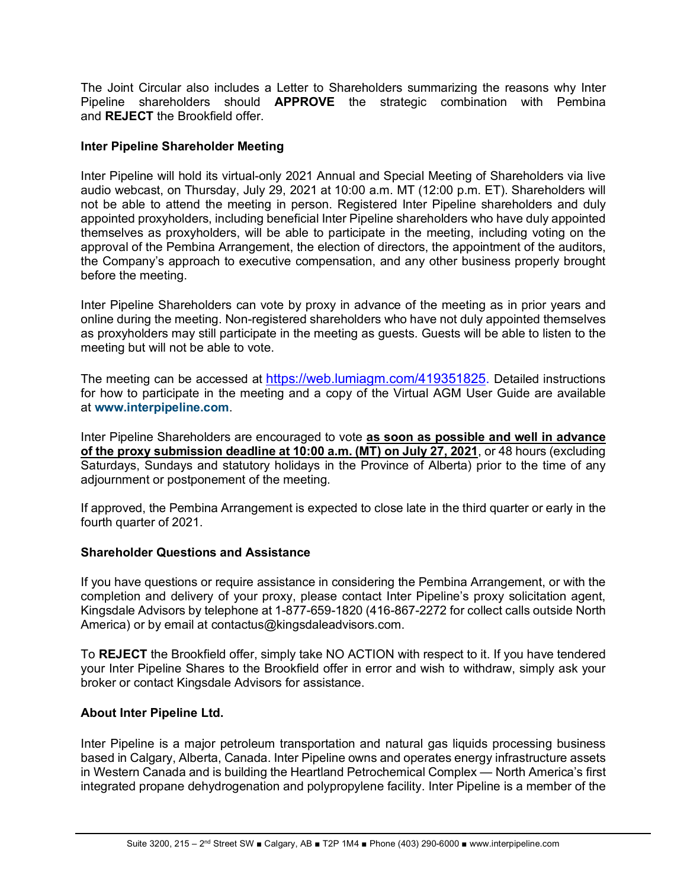The Joint Circular also includes a Letter to Shareholders summarizing the reasons why Inter Pipeline shareholders should **APPROVE** the strategic combination with Pembina and **REJECT** the Brookfield offer.

**Inter Pipeline Shareholder Meeting**

Inter Pipeline will hold its virtual-only 2021 Annual and Special Meeting of Shareholders via live audio webcast, on Thursday, July 29, 2021 at 10:00 a.m. MT (12:00 p.m. ET). Shareholders will not be able to attend the meeting in person. Registered Inter Pipeline shareholders and duly appointed proxyholders, including beneficial Inter Pipeline shareholders who have duly appointed themselves as proxyholders, will be able to participate in the meeting, including voting on the approval of the Pembina Arrangement, the election of directors, the appointment of the auditors, the Company's approach to executive compensation, and any other business properly brought before the meeting.

Inter Pipeline Shareholders can vote by proxy in advance of the meeting as in prior years and online during the meeting. Non-registered shareholders who have not duly appointed themselves as proxyholders may still participate in the meeting as guests. Guests will be able to listen to the meeting but will not be able to vote.

The meeting can be accessed at https://web.lumiagm.com/419351825. Detailed instructions for how to participate in the meeting and a copy of the Virtual AGM User Guide are available at **www.interpipeline.com**.

Inter Pipeline Shareholders are encouraged to vote **as soon as possible and well in advance of the proxy submission deadline at 10:00 a.m. (MT) on July 27, 2021**, or 48 hours (excluding Saturdays, Sundays and statutory holidays in the Province of Alberta) prior to the time of any adjournment or postponement of the meeting.

If approved, the Pembina Arrangement is expected to close late in the third quarter or early in the fourth quarter of 2021.

**Shareholder Questions and Assistance**

If you have questions or require assistance in considering the Pembina Arrangement, or with the completion and delivery of your proxy, please contact Inter Pipeline's proxy solicitation agent, Kingsdale Advisors by telephone at 1-877-659-1820 (416-867-2272 for collect calls outside North America) or by email at contactus@kingsdaleadvisors.com.

To **REJECT** the Brookfield offer, simply take NO ACTION with respect to it. If you have tendered your Inter Pipeline Shares to the Brookfield offer in error and wish to withdraw, simply ask your broker or contact Kingsdale Advisors for assistance.

**About Inter Pipeline Ltd.**

Inter Pipeline is a major petroleum transportation and natural gas liquids processing business based in Calgary, Alberta, Canada. Inter Pipeline owns and operates energy infrastructure assets in Western Canada and is building the Heartland Petrochemical Complex — North America's first integrated propane dehydrogenation and polypropylene facility. Inter Pipeline is a member of the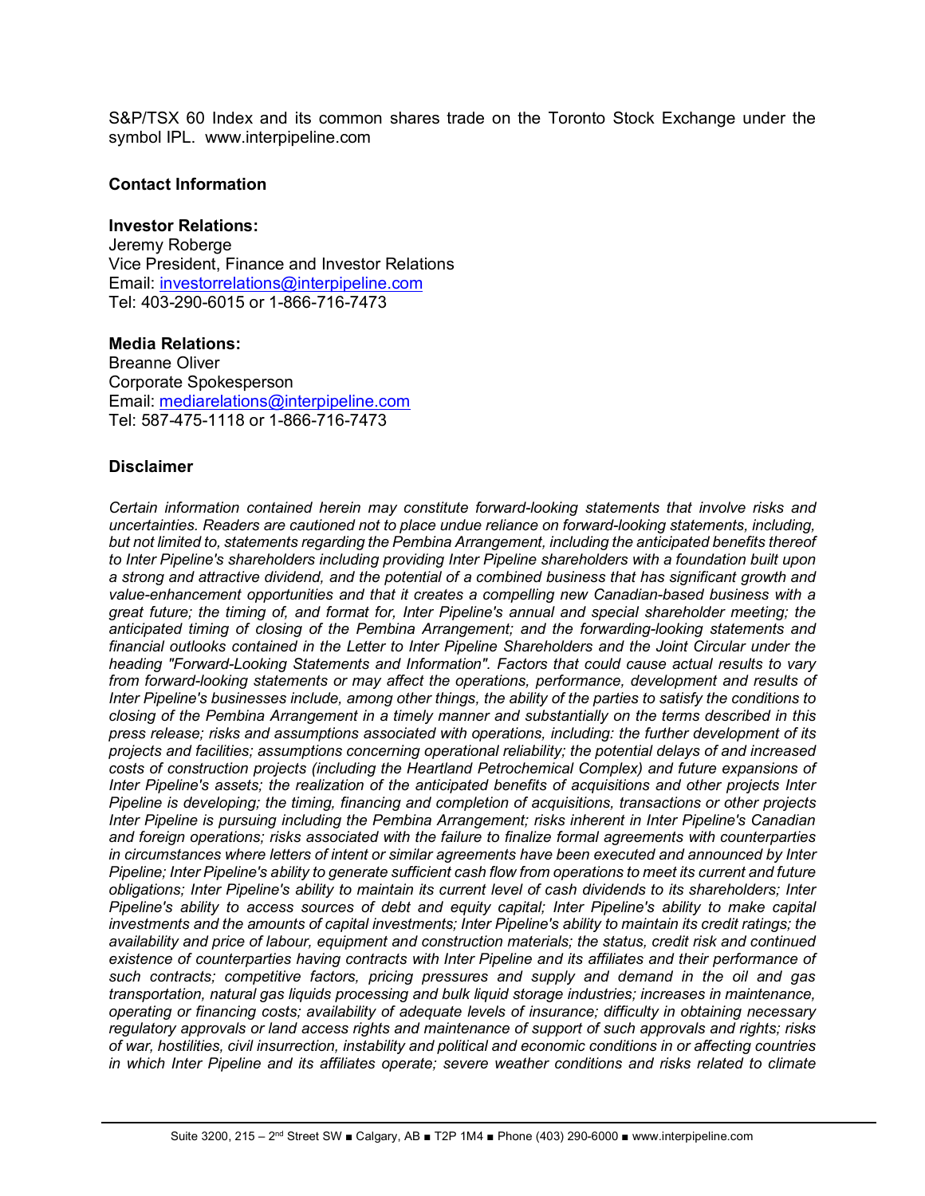S&P/TSX 60 Index and its common shares trade on the Toronto Stock Exchange under the symbol IPL. www.interpipeline.com

### Contact Information

**Investor Relations:**
Jeremy Roberge
Vice President, Finance and Investor Relations
Email: investorrelations@interpipeline.com
Tel: 403-290-6015 or 1-866-716-7473

**Media Relations:**
Breanne Oliver
Corporate Spokesperson
Email: mediarelations@interpipeline.com
Tel: 587-475-1118 or 1-866-716-7473

### Disclaimer

*Certain information contained herein may constitute forward-looking statements that involve risks and uncertainties. Readers are cautioned not to place undue reliance on forward-looking statements, including, but not limited to, statements regarding the Pembina Arrangement, including the anticipated benefits thereof to Inter Pipeline's shareholders including providing Inter Pipeline shareholders with a foundation built upon a strong and attractive dividend, and the potential of a combined business that has significant growth and value-enhancement opportunities and that it creates a compelling new Canadian-based business with a great future; the timing of, and format for, Inter Pipeline's annual and special shareholder meeting; the anticipated timing of closing of the Pembina Arrangement; and the forwarding-looking statements and financial outlooks contained in the Letter to Inter Pipeline Shareholders and the Joint Circular under the heading "Forward-Looking Statements and Information". Factors that could cause actual results to vary from forward-looking statements or may affect the operations, performance, development and results of Inter Pipeline's businesses include, among other things, the ability of the parties to satisfy the conditions to closing of the Pembina Arrangement in a timely manner and substantially on the terms described in this press release; risks and assumptions associated with operations, including: the further development of its projects and facilities; assumptions concerning operational reliability; the potential delays of and increased costs of construction projects (including the Heartland Petrochemical Complex) and future expansions of Inter Pipeline's assets; the realization of the anticipated benefits of acquisitions and other projects Inter Pipeline is developing; the timing, financing and completion of acquisitions, transactions or other projects Inter Pipeline is pursuing including the Pembina Arrangement; risks inherent in Inter Pipeline's Canadian and foreign operations; risks associated with the failure to finalize formal agreements with counterparties in circumstances where letters of intent or similar agreements have been executed and announced by Inter Pipeline; Inter Pipeline's ability to generate sufficient cash flow from operations to meet its current and future obligations; Inter Pipeline's ability to maintain its current level of cash dividends to its shareholders; Inter Pipeline's ability to access sources of debt and equity capital; Inter Pipeline's ability to make capital investments and the amounts of capital investments; Inter Pipeline's ability to maintain its credit ratings; the availability and price of labour, equipment and construction materials; the status, credit risk and continued existence of counterparties having contracts with Inter Pipeline and its affiliates and their performance of such contracts; competitive factors, pricing pressures and supply and demand in the oil and gas transportation, natural gas liquids processing and bulk liquid storage industries; increases in maintenance, operating or financing costs; availability of adequate levels of insurance; difficulty in obtaining necessary regulatory approvals or land access rights and maintenance of support of such approvals and rights; risks of war, hostilities, civil insurrection, instability and political and economic conditions in or affecting countries in which Inter Pipeline and its affiliates operate; severe weather conditions and risks related to climate*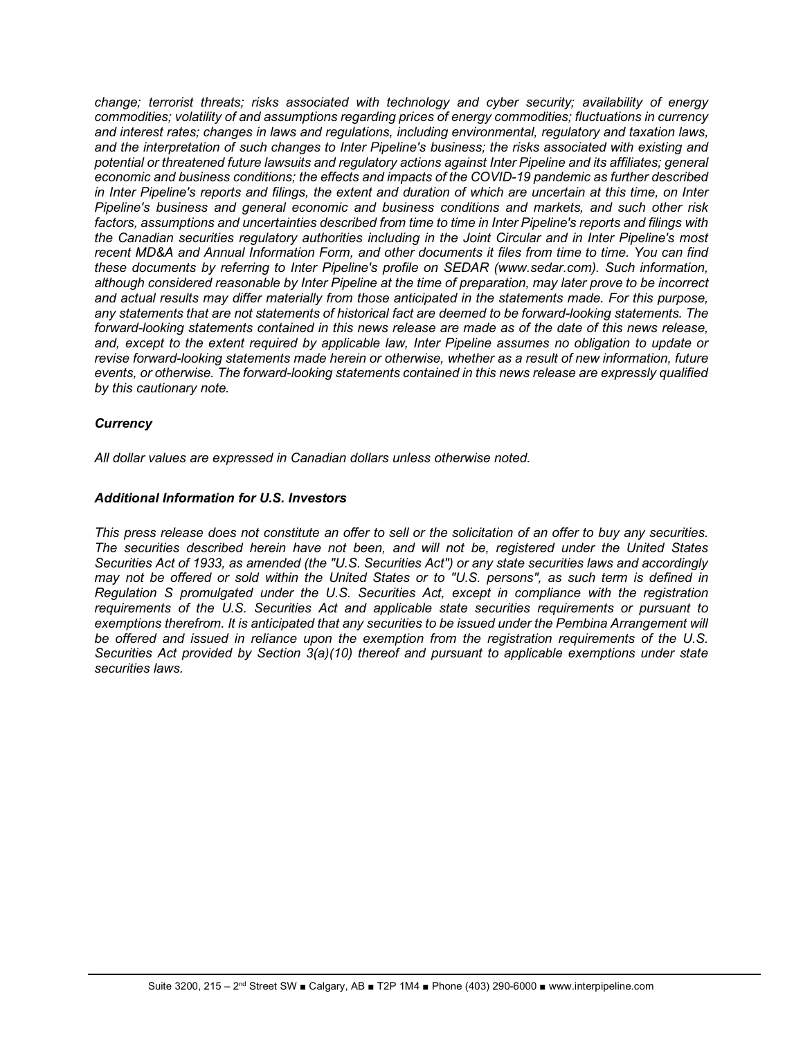*change; terrorist threats; risks associated with technology and cyber security; availability of energy commodities; volatility of and assumptions regarding prices of energy commodities; fluctuations in currency and interest rates; changes in laws and regulations, including environmental, regulatory and taxation laws, and the interpretation of such changes to Inter Pipeline's business; the risks associated with existing and potential or threatened future lawsuits and regulatory actions against Inter Pipeline and its affiliates; general economic and business conditions; the effects and impacts of the COVID-19 pandemic as further described in Inter Pipeline's reports and filings, the extent and duration of which are uncertain at this time, on Inter Pipeline's business and general economic and business conditions and markets, and such other risk factors, assumptions and uncertainties described from time to time in Inter Pipeline's reports and filings with the Canadian securities regulatory authorities including in the Joint Circular and in Inter Pipeline's most recent MD&A and Annual Information Form, and other documents it files from time to time. You can find these documents by referring to Inter Pipeline's profile on SEDAR (www.sedar.com). Such information, although considered reasonable by Inter Pipeline at the time of preparation, may later prove to be incorrect and actual results may differ materially from those anticipated in the statements made. For this purpose, any statements that are not statements of historical fact are deemed to be forward-looking statements. The forward-looking statements contained in this news release are made as of the date of this news release, and, except to the extent required by applicable law, Inter Pipeline assumes no obligation to update or revise forward-looking statements made herein or otherwise, whether as a result of new information, future events, or otherwise. The forward-looking statements contained in this news release are expressly qualified by this cautionary note.*

### *Currency*

*All dollar values are expressed in Canadian dollars unless otherwise noted.*

### *Additional Information for U.S. Investors*

*This press release does not constitute an offer to sell or the solicitation of an offer to buy any securities. The securities described herein have not been, and will not be, registered under the United States Securities Act of 1933, as amended (the "U.S. Securities Act") or any state securities laws and accordingly may not be offered or sold within the United States or to "U.S. persons", as such term is defined in Regulation S promulgated under the U.S. Securities Act, except in compliance with the registration requirements of the U.S. Securities Act and applicable state securities requirements or pursuant to exemptions therefrom. It is anticipated that any securities to be issued under the Pembina Arrangement will be offered and issued in reliance upon the exemption from the registration requirements of the U.S. Securities Act provided by Section 3(a)(10) thereof and pursuant to applicable exemptions under state securities laws.*